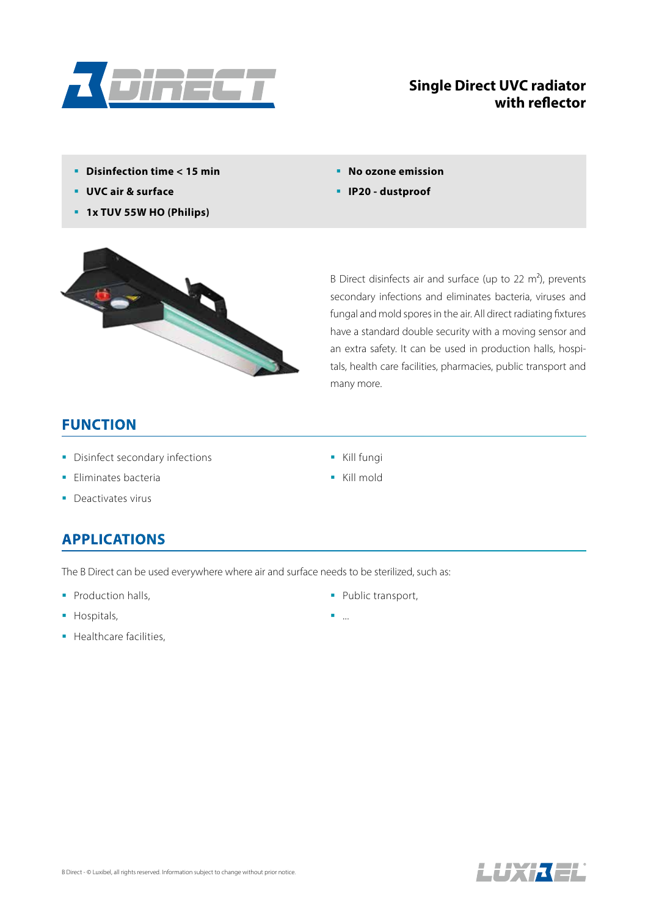# Single Direct UVC radiator with reflector

- **Disinfection time < 15 min**
- **UVC air & surface**
- **1x TUV 55W HO (Philips)**
- **No ozone emission**
- **IP20 - dustproof**

B Direct disinfects air and surface (up to 22 m²), prevents secondary infections and eliminates bacteria, viruses and fungal and mold spores in the air. All direct radiating fixtures have a standard double security with a moving sensor and an extra safety. It can be used in production halls, hospitals, health care facilities, pharmacies, public transport and many more.

## FUNCTION

- Disinfect secondary infections
- Eliminates bacteria
- Deactivates virus
- Kill fungi
- Kill mold

## APPLICATIONS

The B Direct can be used everywhere where air and surface needs to be sterilized, such as:

- Production halls,
- Hospitals,
- Healthcare facilities,
- Public transport,
- ...

B Direct - © Luxibel, all rights reserved. Information subject to change without prior notice.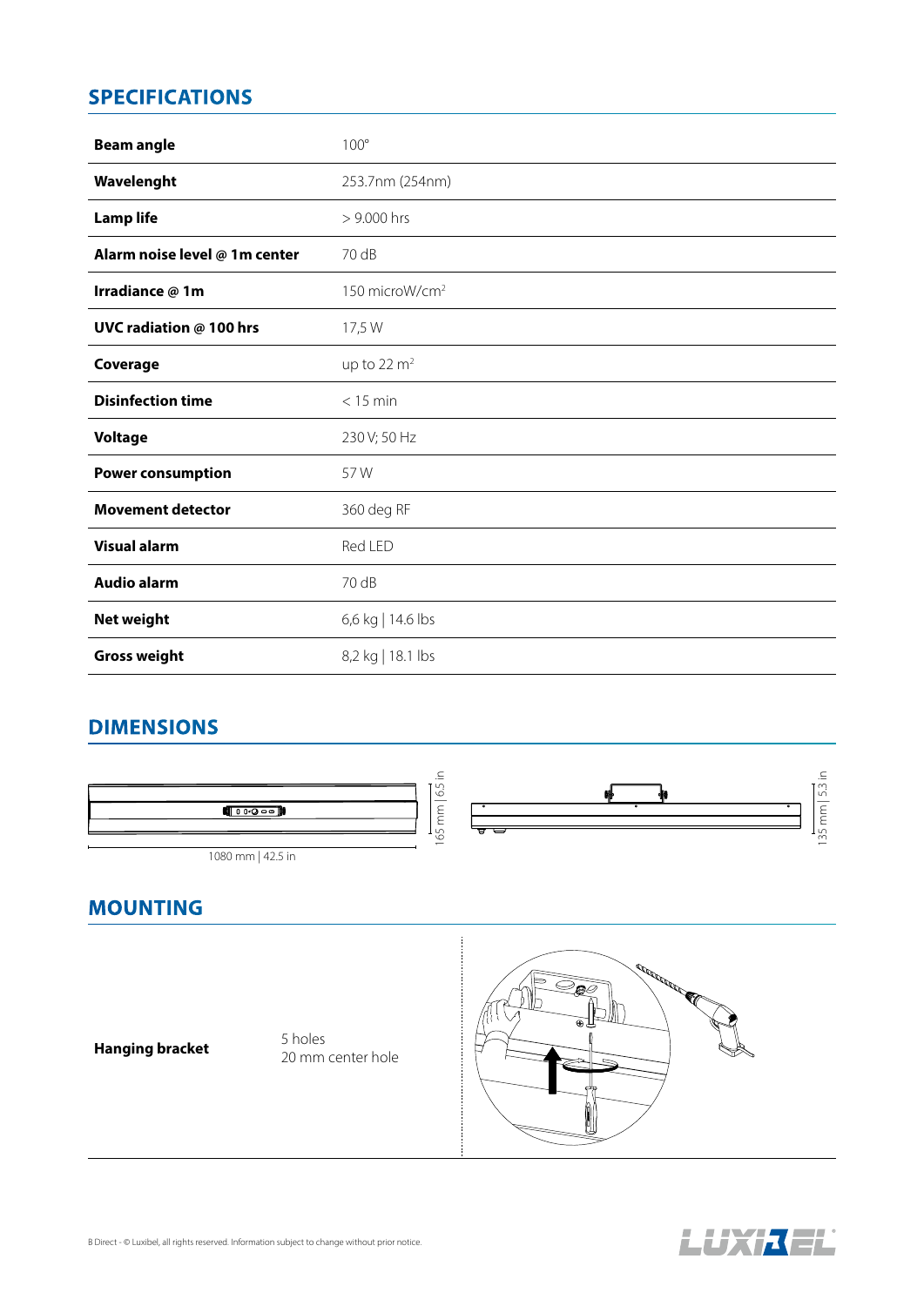## SPECIFICATIONS

| | |
|---|---|
| **Beam angle** | 100° |
| **Wavelenght** | 253.7nm (254nm) |
| **Lamp life** | > 9.000 hrs |
| **Alarm noise level @ 1m center** | 70 dB |
| **Irradiance @ 1m** | 150 microW/cm$^2$ |
| **UVC radiation @ 100 hrs** | 17,5 W |
| **Coverage** | up to 22 m$^2$ |
| **Disinfection time** | < 15 min |
| **Voltage** | 230 V; 50 Hz |
| **Power consumption** | 57 W |
| **Movement detector** | 360 deg RF |
| **Visual alarm** | Red LED |
| **Audio alarm** | 70 dB |
| **Net weight** | 6,6 kg \| 14.6 lbs |
| **Gross weight** | 8,2 kg \| 18.1 lbs |

## DIMENSIONS

1080 mm | 42.5 in

165 mm | 6.5 in

135 mm | 5.3 in

## MOUNTING

| | |
|---|---|
| **Hanging bracket** | 5 holes<br>20 mm center hole |

B Direct - © Luxibel, all rights reserved. Information subject to change without prior notice.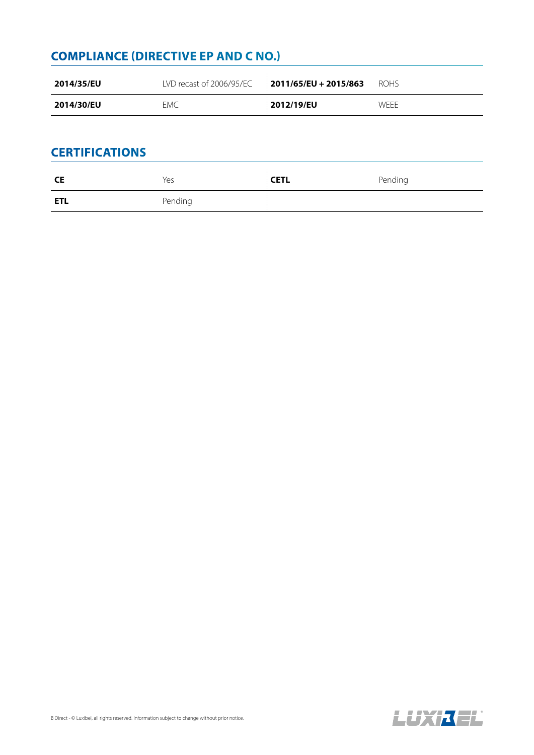## COMPLIANCE (DIRECTIVE EP AND C NO.)

| | | | |
|---|---|---|---|
| **2014/35/EU** | LVD recast of 2006/95/EC | **2011/65/EU + 2015/863** | ROHS |
| **2014/30/EU** | EMC | **2012/19/EU** | WEEE |

## CERTIFICATIONS

| | | | |
|---|---|---|---|
| **CE** | Yes | **CETL** | Pending |
| **ETL** | Pending | | |

B Direct - © Luxibel, all rights reserved. Information subject to change without prior notice.